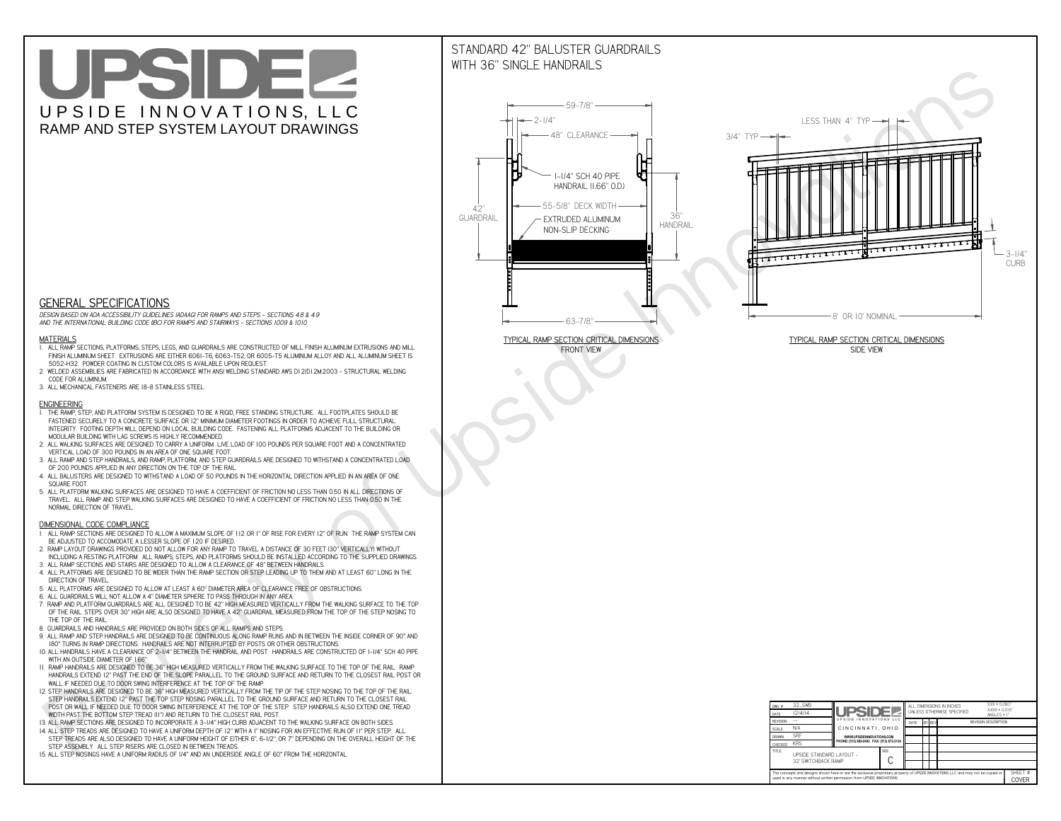# UPSIDE

UPSIDE INNOVATIONS, LLC

RAMP AND STEP SYSTEM LAYOUT DRAWINGS

## GENERAL SPECIFICATIONS

*DESIGN BASED ON ADA ACCESSIBILITY GUIDELINES (ADAAG) FOR RAMPS AND STEPS - SECTIONS 4.8 & 4.9 AND THE INTERNATIONAL BUILDING CODE (IBC) FOR RAMPS AND STAIRWAYS - SECTIONS 1009 & 1010*

### MATERIALS

1. ALL RAMP SECTIONS, PLATFORMS, STEPS, LEGS, AND GUARDRAILS ARE CONSTRUCTED OF MILL FINISH ALUMINUM EXTRUSIONS AND MILL FINISH ALUMINUM SHEET. EXTRUSIONS ARE EITHER 6061-T6, 6063-T52, OR 6005-T5 ALUMINUM ALLOY AND ALL ALUMINUM SHEET IS 5052-H32. POWDER COATING IN CUSTOM COLORS IS AVAILABLE UPON REQUEST.
2. WELDED ASSEMBLIES ARE FABRICATED IN ACCORDANCE WITH ANSI WELDING STANDARD AWS D1.2/D1.2M:2003 - STRUCTURAL WELDING CODE FOR ALUMINUM.
3. ALL MECHANICAL FASTENERS ARE 18-8 STAINLESS STEEL.

### ENGINEERING

1. THE RAMP, STEP, AND PLATFORM SYSTEM IS DESIGNED TO BE A RIGID, FREE STANDING STRUCTURE. ALL FOOTPLATES SHOULD BE FASTENED SECURELY TO A CONCRETE SURFACE OR 12" MINIMUM DIAMETER FOOTINGS IN ORDER TO ACHIEVE FULL STRUCTURAL INTEGRITY. FOOTING DEPTH WILL DEPEND ON LOCAL BUILDING CODE. FASTENING ALL PLATFORMS ADJACENT TO THE BUILDING OR MODULAR BUILDING WITH LAG SCREWS IS HIGHLY RECOMMENDED.
2. ALL WALKING SURFACES ARE DESIGNED TO CARRY A UNIFORM LIVE LOAD OF 100 POUNDS PER SQUARE FOOT AND A CONCENTRATED VERTICAL LOAD OF 300 POUNDS IN AN AREA OF ONE SQUARE FOOT.
3. ALL RAMP AND STEP HANDRAILS, AND RAMP, PLATFORM, AND STEP GUARDRAILS ARE DESIGNED TO WITHSTAND A CONCENTRATED LOAD OF 200 POUNDS APPLIED IN ANY DIRECTION ON THE TOP OF THE RAIL.
4. ALL BALUSTERS ARE DESIGNED TO WITHSTAND A LOAD OF 50 POUNDS IN THE HORIZONTAL DIRECTION APPLIED IN AN AREA OF ONE SQUARE FOOT.
5. ALL PLATFORM WALKING SURFACES ARE DESIGNED TO HAVE A COEFFICIENT OF FRICTION NO LESS THAN 0.50 IN ALL DIRECTIONS OF TRAVEL. ALL RAMP AND STEP WALKING SURFACES ARE DESIGNED TO HAVE A COEFFICIENT OF FRICTION NO LESS THAN 0.50 IN THE NORMAL DIRECTION OF TRAVEL.

### DIMENSIONAL CODE COMPLIANCE

1. ALL RAMP SECTIONS ARE DESIGNED TO ALLOW A MAXIMUM SLOPE OF 1:12 OR 1" OF RISE FOR EVERY 12" OF RUN. THE RAMP SYSTEM CAN BE ADJUSTED TO ACCOMODATE A LESSER SLOPE OF 1:20 IF DESIRED.
2. RAMP LAYOUT DRAWINGS PROVIDED DO NOT ALLOW FOR ANY RAMP TO TRAVEL A DISTANCE OF 30 FEET (30" VERTICALLY) WITHOUT INCLUDING A RESTING PLATFORM. ALL RAMPS, STEPS, AND PLATFORMS SHOULD BE INSTALLED ACCORDING TO THE SUPPLIED DRAWINGS.
3. ALL RAMP SECTIONS AND STAIRS ARE DESIGNED TO ALLOW A CLEARANCE OF 48" BETWEEN HANDRAILS.
4. ALL PLATFORMS ARE DESIGNED TO BE WIDER THAN THE RAMP SECTION OR STEP LEADING UP TO THEM AND AT LEAST 60" LONG IN THE DIRECTION OF TRAVEL.
5. ALL PLATFORMS ARE DESIGNED TO ALLOW AT LEAST A 60" DIAMETER AREA OF CLEARANCE FREE OF OBSTRUCTIONS.
6. ALL GUARDRAILS WILL NOT ALLOW A 4" DIAMETER SPHERE TO PASS THROUGH IN ANY AREA.
7. RAMP AND PLATFORM GUARDRAILS ARE ALL DESIGNED TO BE 42" HIGH MEASURED VERTICALLY FROM THE WALKING SURFACE TO THE TOP OF THE RAIL. STEPS OVER 30" HIGH ARE ALSO DESIGNED TO HAVE A 42" GUARDRAIL MEASURED FROM THE TOP OF THE STEP NOSING TO THE TOP OF THE RAIL.
8. GUARDRAILS AND HANDRAILS ARE PROVIDED ON BOTH SIDES OF ALL RAMPS AND STEPS.
9. ALL RAMP AND STEP HANDRAILS ARE DESIGNED TO BE CONTINUOUS ALONG RAMP RUNS AND IN BETWEEN THE INSIDE CORNER OF 90° AND 180° TURNS IN RAMP DIRECTIONS. HANDRAILS ARE NOT INTERRUPTED BY POSTS OR OTHER OBSTRUCTIONS.
10. ALL HANDRAILS HAVE A CLEARANCE OF 2-1/4" BETWEEN THE HANDRAIL AND POST. HANDRAILS ARE CONSTRUCTED OF 1-1/4" SCH 40 PIPE WITH AN OUTSIDE DIAMETER OF 1.66"
11. RAMP HANDRAILS ARE DESIGNED TO BE 36" HIGH MEASURED VERTICALLY FROM THE WALKING SURFACE TO THE TOP OF THE RAIL. RAMP HANDRAILS EXTEND 12" PAST THE END OF THE SLOPE PARALLEL TO THE GROUND SURFACE AND RETURN TO THE CLOSEST RAIL POST OR WALL IF NEEDED DUE TO DOOR SWING INTERFERENCE AT THE TOP OF THE RAMP.
12. STEP HANDRAILS ARE DESIGNED TO BE 36" HIGH MEASURED VERTICALLY FROM THE TIP OF THE STEP NOSING TO THE TOP OF THE RAIL. STEP HANDRAILS EXTEND 12" PAST THE TOP STEP NOSING PARALLEL TO THE GROUND SURFACE AND RETURN TO THE CLOSEST RAIL POST OR WALL IF NEEDED DUE TO DOOR SWING INTERFERENCE AT THE TOP OF THE STEP. STEP HANDRAILS ALSO EXTEND ONE TREAD WIDTH PAST THE BOTTOM STEP TREAD (11") AND RETURN TO THE CLOSEST RAIL POST.
13. ALL RAMP SECTIONS ARE DESIGNED TO INCORPORATE A 3-1/4" HIGH CURB ADJACENT TO THE WALKING SURFACE ON BOTH SIDES.
14. ALL STEP TREADS ARE DESIGNED TO HAVE A UNIFORM DEPTH OF 12" WITH A 1" NOSING FOR AN EFFECTIVE RUN OF 11" PER STEP. ALL STEP TREADS ARE ALSO DESIGNED TO HAVE A UNIFORM HEIGHT OF EITHER 6", 6-1/2", OR 7" DEPENDING ON THE OVERALL HEIGHT OF THE STEP ASSEMBLY. ALL STEP RISERS ARE CLOSED IN BETWEEN TREADS.
15. ALL STEP NOSINGS HAVE A UNIFORM RADIUS OF 1/4" AND AN UNDERSIDE ANGLE OF 60° FROM THE HORIZONTAL.

## STANDARD 42" BALUSTER GUARDRAILS WITH 36" SINGLE HANDRAILS

59-7/8" | 2-1/4" | 48" CLEARANCE | 1-1/4" SCH 40 PIPE HANDRAIL (1.66" O.D.) | 42" GUARDRAIL | 55-5/8" DECK WIDTH | EXTRUDED ALUMINUM NON-SLIP DECKING | 36" HANDRAIL | 63-7/8"

TYPICAL RAMP SECTION CRITICAL DIMENSIONS
FRONT VIEW

LESS THAN 4" TYP | 3/4" TYP | 3-1/4" CURB | 8' OR 10' NOMINAL

TYPICAL RAMP SECTION CRITICAL DIMENSIONS
SIDE VIEW

| | | | |
|---|---|---|---|
| DWG # | 32_SWB | ALL DIMENSIONS IN INCHES UNLESS OTHERWISE SPECIFIED | X.XX ± 0.060" X.XXX ± 0.015" ANGLES ± 1° |
| DATE | 12/4/14 | | |
| REVISION | --- | DATE / BY / REV | REVISION DESCRIPTION |
| SCALE | N/A | UPSIDE INNOVATIONS LLC CINCINNATI, OHIO | |
| DRAWN | SRF | WWW.UPSIDEINNOVATIONS.COM PHONE: (513) 889-2492 FAX: (513) 672-2124 | |
| CHECKED | KRS | | |
| TITLE | UPSIDE STANDARD LAYOUT - 32' SWITCHBACK RAMP | SIZE C | |

The concepts and designs shown here-in are the exclusive proprietary property of UPSIDE INNOVATIONS LLC. and may not be copied or used in any manner without written permission from UPSIDE INNOVATIONS.

SHEET # COVER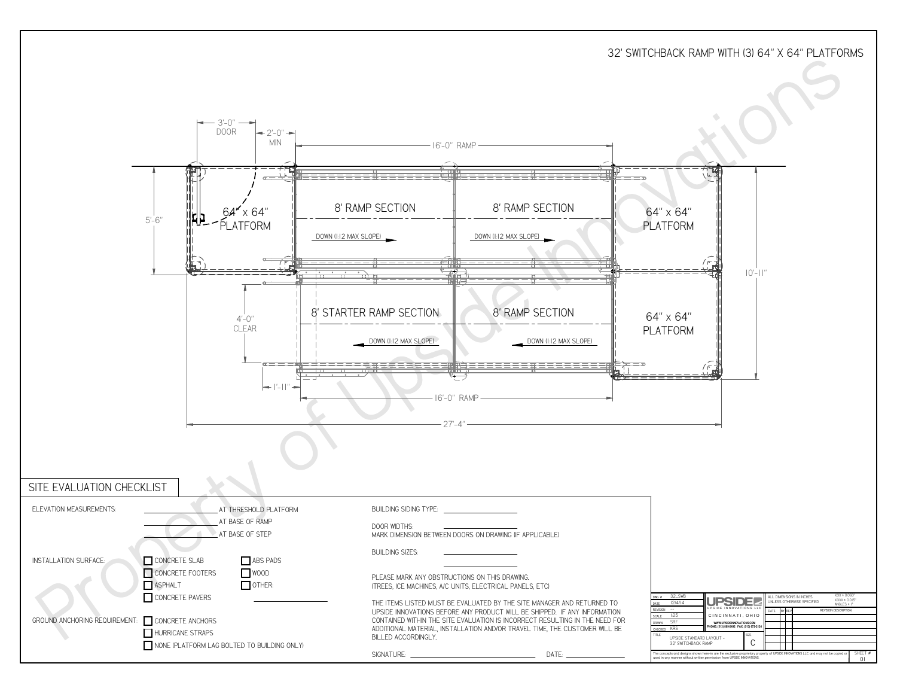# 32' SWITCHBACK RAMP WITH (3) 64" X 64" PLATFORMS

3'-0" DOOR

2'-0" MIN

16'-0" RAMP

5'-6"

64" x 64" PLATFORM

8' RAMP SECTION

DOWN (1:12 MAX SLOPE)

8' RAMP SECTION

DOWN (1:12 MAX SLOPE)

64" x 64" PLATFORM

10'-11"

4'-0" CLEAR

8' STARTER RAMP SECTION

DOWN (1:12 MAX SLOPE)

8' RAMP SECTION

DOWN (1:12 MAX SLOPE)

64" x 64" PLATFORM

1'-11"

16'-0" RAMP

27'-4"

## SITE EVALUATION CHECKLIST

ELEVATION MEASUREMENTS: ____________ AT THRESHOLD PLATFORM
____________ AT BASE OF RAMP
____________ AT BASE OF STEP

INSTALLATION SURFACE:
- ☐ CONCRETE SLAB
- ☐ CONCRETE FOOTERS
- ☐ ASPHALT
- ☐ CONCRETE PAVERS
- ☐ ABS PADS
- ☐ WOOD
- ☐ OTHER ____________

GROUND ANCHORING REQUIREMENT:
- ☐ CONCRETE ANCHORS
- ☐ HURRICANE STRAPS
- ☐ NONE (PLATFORM LAG BOLTED TO BUILDING ONLY)

BUILDING SIDING TYPE: ____________

DOOR WIDTHS:
MARK DIMENSION BETWEEN DOORS ON DRAWING (IF APPLICABLE)

BUILDING SIZES: ____________
____________

PLEASE MARK ANY OBSTRUCTIONS ON THIS DRAWING.
(TREES, ICE MACHINES, A/C UNITS, ELECTRICAL PANELS, ETC)

THE ITEMS LISTED MUST BE EVALUATED BY THE SITE MANAGER AND RETURNED TO UPSIDE INNOVATIONS BEFORE ANY PRODUCT WILL BE SHIPPED. IF ANY INFORMATION CONTAINED WITHIN THE SITE EVALUATION IS INCORRECT RESULTING IN THE NEED FOR ADDITIONAL MATERIAL, INSTALLATION AND/OR TRAVEL TIME, THE CUSTOMER WILL BE BILLED ACCORDINGLY.

SIGNATURE: ____________ DATE: ____________

| | |
|---|---|
| DWG # | 32_SWB |
| DATE | 12/4/14 |
| REVISION | --- |
| SCALE | 1:25 |
| DRAWN | SRF |
| CHECKED | KRS |

UPSIDE INNOVATIONS LLC
CINCINNATI, OHIO
WWW.UPSIDEINNOVATIONS.COM
PHONE: (513) 889-2492 FAX: (513) 672-2124

TITLE: UPSIDE STANDARD LAYOUT - 32' SWITCHBACK RAMP

SIZE: C

ALL DIMENSIONS IN INCHES UNLESS OTHERWISE SPECIFIED
.XXX ± 0.060"
.XXXX ± 0.015"
ANGLES ± 1°

| DATE | BY | REV | REVISION DESCRIPTION |
|---|---|---|---|

The concepts and designs shown here-in are the exclusive proprietary property of UPSIDE INNOVATIONS LLC and may not be copied or used in any manner without written permission from UPSIDE INNOVATIONS.

SHEET # 01